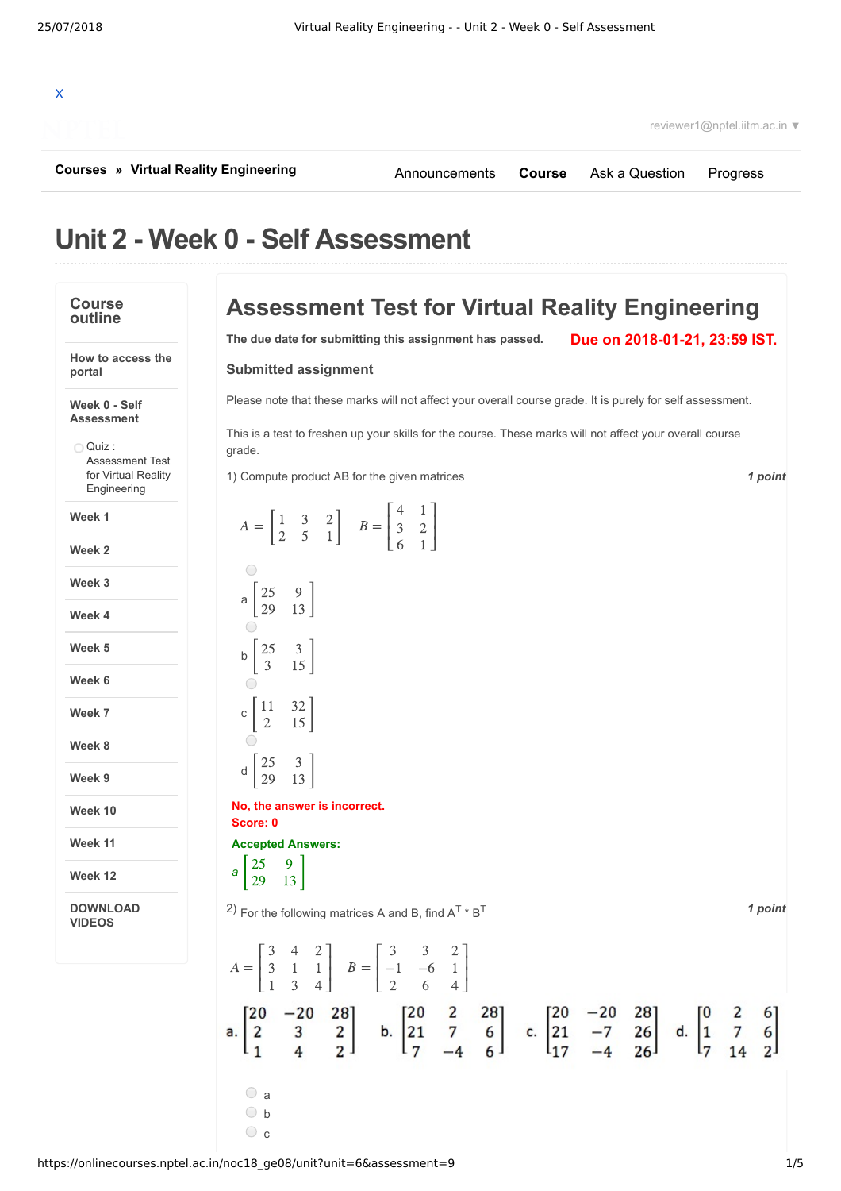X

reviewer1@nptel.iitm.ac.in ▼

**Courses** » **Virtual Reality Engineering**

Announcements **Course** Ask a Question Progress

# Unit 2 - Week 0 - Self Assessment

**Course outline**

- How to access the portal
- Week 0 - Self Assessment
  - Quiz : Assessment Test for Virtual Reality Engineering
- Week 1
- Week 2
- Week 3
- Week 4
- Week 5
- Week 6
- Week 7
- Week 8
- Week 9
- Week 10
- Week 11
- Week 12
- DOWNLOAD VIDEOS

## Assessment Test for Virtual Reality Engineering

**The due date for submitting this assignment has passed.** **Due on 2018-01-21, 23:59 IST.**

### Submitted assignment

Please note that these marks will not affect your overall course grade. It is purely for self assessment.

This is a test to freshen up your skills for the course. These marks will not affect your overall course grade.

1) Compute product AB for the given matrices *1 point*

$$A = \begin{bmatrix} 1 & 3 & 2 \\ 2 & 5 & 1 \end{bmatrix} \quad B = \begin{bmatrix} 4 & 1 \\ 3 & 2 \\ 6 & 1 \end{bmatrix}$$

a $\begin{bmatrix} 25 & 9 \\ 29 & 13 \end{bmatrix}$

b $\begin{bmatrix} 25 & 3 \\ 3 & 15 \end{bmatrix}$

c $\begin{bmatrix} 11 & 32 \\ 2 & 15 \end{bmatrix}$

d $\begin{bmatrix} 25 & 3 \\ 29 & 13 \end{bmatrix}$

**No, the answer is incorrect.**
**Score: 0**

**Accepted Answers:**
a $\begin{bmatrix} 25 & 9 \\ 29 & 13 \end{bmatrix}$

2) For the following matrices A and B, find $A^T * B^T$ *1 point*

$$A = \begin{bmatrix} 3 & 4 & 2 \\ 3 & 1 & 1 \\ 1 & 3 & 4 \end{bmatrix} \quad B = \begin{bmatrix} 3 & 3 & 2 \\ -1 & -6 & 1 \\ 2 & 6 & 4 \end{bmatrix}$$

**a.** $\begin{bmatrix} 20 & -20 & 28 \\ 2 & 3 & 2 \\ 1 & 4 & 2 \end{bmatrix}$ **b.** $\begin{bmatrix} 20 & 2 & 28 \\ 21 & 7 & 6 \\ 7 & -4 & 6 \end{bmatrix}$ **c.** $\begin{bmatrix} 20 & -20 & 28 \\ 21 & -7 & 26 \\ 17 & -4 & 26 \end{bmatrix}$ **d.** $\begin{bmatrix} 0 & 2 & 6 \\ 1 & 7 & 6 \\ 7 & 14 & 2 \end{bmatrix}$

- a
- b
- c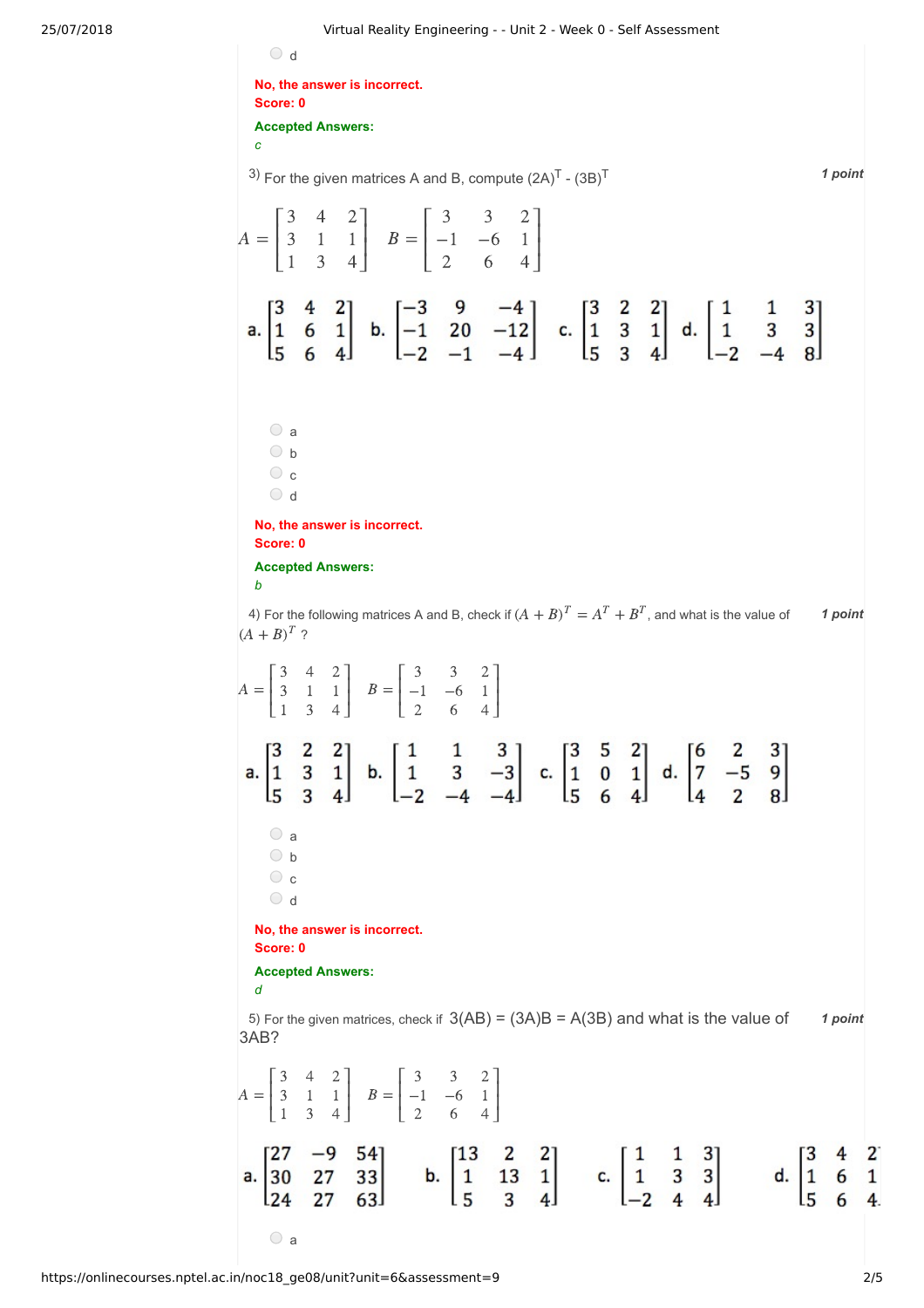- d

**No, the answer is incorrect.**
**Score: 0**

**Accepted Answers:**
*c*

3) For the given matrices A and B, compute $(2A)^T$ - $(3B)^T$ **1 point**

$$A = \begin{bmatrix} 3 & 4 & 2 \\ 3 & 1 & 1 \\ 1 & 3 & 4 \end{bmatrix} \quad B = \begin{bmatrix} 3 & 3 & 2 \\ -1 & -6 & 1 \\ 2 & 6 & 4 \end{bmatrix}$$

a. $\begin{bmatrix} 3 & 4 & 2 \\ 1 & 6 & 1 \\ 5 & 6 & 4 \end{bmatrix}$ b. $\begin{bmatrix} -3 & 9 & -4 \\ -1 & 20 & -12 \\ -2 & -1 & -4 \end{bmatrix}$ c. $\begin{bmatrix} 3 & 2 & 2 \\ 1 & 3 & 1 \\ 5 & 3 & 4 \end{bmatrix}$ d. $\begin{bmatrix} 1 & 1 & 3 \\ 1 & 3 & 3 \\ -2 & -4 & 8 \end{bmatrix}$

- a
- b
- c
- d

**No, the answer is incorrect.**
**Score: 0**

**Accepted Answers:**
*b*

4) For the following matrices A and B, check if $(A+B)^T = A^T + B^T$, and what is the value of $(A+B)^T$ ? **1 point**

$$A = \begin{bmatrix} 3 & 4 & 2 \\ 3 & 1 & 1 \\ 1 & 3 & 4 \end{bmatrix} \quad B = \begin{bmatrix} 3 & 3 & 2 \\ -1 & -6 & 1 \\ 2 & 6 & 4 \end{bmatrix}$$

a. $\begin{bmatrix} 3 & 2 & 2 \\ 1 & 3 & 1 \\ 5 & 3 & 4 \end{bmatrix}$ b. $\begin{bmatrix} 1 & 1 & 3 \\ 1 & 3 & -3 \\ -2 & -4 & -4 \end{bmatrix}$ c. $\begin{bmatrix} 3 & 5 & 2 \\ 1 & 0 & 1 \\ 5 & 6 & 4 \end{bmatrix}$ d. $\begin{bmatrix} 6 & 2 & 3 \\ 7 & -5 & 9 \\ 4 & 2 & 8 \end{bmatrix}$

- a
- b
- c
- d

**No, the answer is incorrect.**
**Score: 0**

**Accepted Answers:**
*d*

5) For the given matrices, check if 3(AB) = (3A)B = A(3B) and what is the value of 3AB? **1 point**

$$A = \begin{bmatrix} 3 & 4 & 2 \\ 3 & 1 & 1 \\ 1 & 3 & 4 \end{bmatrix} \quad B = \begin{bmatrix} 3 & 3 & 2 \\ -1 & -6 & 1 \\ 2 & 6 & 4 \end{bmatrix}$$

a. $\begin{bmatrix} 27 & -9 & 54 \\ 30 & 27 & 33 \\ 24 & 27 & 63 \end{bmatrix}$ b. $\begin{bmatrix} 13 & 2 & 2 \\ 1 & 13 & 1 \\ 5 & 3 & 4 \end{bmatrix}$ c. $\begin{bmatrix} 1 & 1 & 3 \\ 1 & 3 & 3 \\ -2 & 4 & 4 \end{bmatrix}$ d. $\begin{bmatrix} 3 & 4 & 2 \\ 1 & 6 & 1 \\ 5 & 6 & 4 \end{bmatrix}$

- a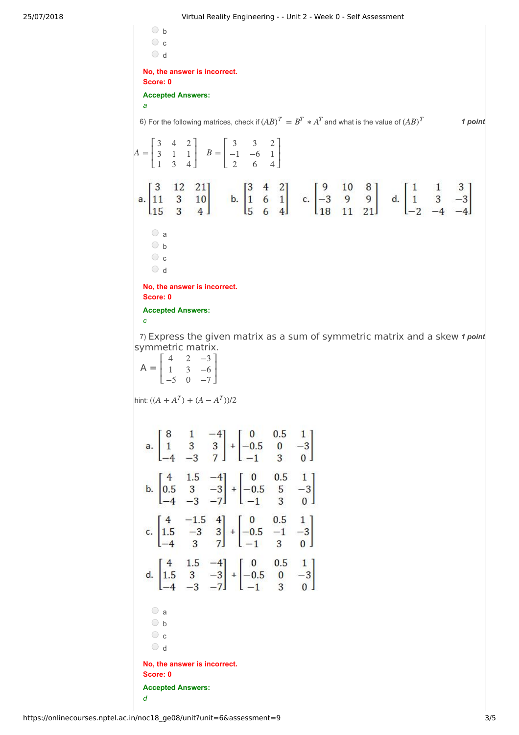- b
- c
- d

**No, the answer is incorrect.**
**Score: 0**

**Accepted Answers:**
*a*

6) For the following matrices, check if $(AB)^T = B^T * A^T$ and what is the value of $(AB)^T$ **1 point**

$$A = \begin{bmatrix} 3 & 4 & 2 \\ 3 & 1 & 1 \\ 1 & 3 & 4 \end{bmatrix} \quad B = \begin{bmatrix} 3 & 3 & 2 \\ -1 & -6 & 1 \\ 2 & 6 & 4 \end{bmatrix}$$

a. $\begin{bmatrix} 3 & 12 & 21 \\ 11 & 3 & 10 \\ 15 & 3 & 4 \end{bmatrix}$ b. $\begin{bmatrix} 3 & 4 & 2 \\ 1 & 6 & 1 \\ 5 & 6 & 4 \end{bmatrix}$ c. $\begin{bmatrix} 9 & 10 & 8 \\ -3 & 9 & 9 \\ 18 & 11 & 21 \end{bmatrix}$ d. $\begin{bmatrix} 1 & 1 & 3 \\ 1 & 3 & -3 \\ -2 & -4 & -4 \end{bmatrix}$

- a
- b
- c
- d

**No, the answer is incorrect.**
**Score: 0**

**Accepted Answers:**
*c*

7) Express the given matrix as a sum of symmetric matrix and a skew symmetric matrix. **1 point**

$$A = \begin{bmatrix} 4 & 2 & -3 \\ 1 & 3 & -6 \\ -5 & 0 & -7 \end{bmatrix}$$

hint: $((A + A^T) + (A - A^T))/2$

a. $\begin{bmatrix} 8 & 1 & -4 \\ 1 & 3 & 3 \\ -4 & -3 & 7 \end{bmatrix} + \begin{bmatrix} 0 & 0.5 & 1 \\ -0.5 & 0 & -3 \\ -1 & 3 & 0 \end{bmatrix}$

b. $\begin{bmatrix} 4 & 1.5 & -4 \\ 0.5 & 3 & -3 \\ -4 & -3 & -7 \end{bmatrix} + \begin{bmatrix} 0 & 0.5 & 1 \\ -0.5 & 5 & -3 \\ -1 & 3 & 0 \end{bmatrix}$

c. $\begin{bmatrix} 4 & -1.5 & 4 \\ 1.5 & -3 & 3 \\ -4 & 3 & 7 \end{bmatrix} + \begin{bmatrix} 0 & 0.5 & 1 \\ -0.5 & -1 & -3 \\ -1 & 3 & 0 \end{bmatrix}$

d. $\begin{bmatrix} 4 & 1.5 & -4 \\ 1.5 & 3 & -3 \\ -4 & -3 & -7 \end{bmatrix} + \begin{bmatrix} 0 & 0.5 & 1 \\ -0.5 & 0 & -3 \\ -1 & 3 & 0 \end{bmatrix}$

- a
- b
- c
- d

**No, the answer is incorrect.**
**Score: 0**

**Accepted Answers:**
*d*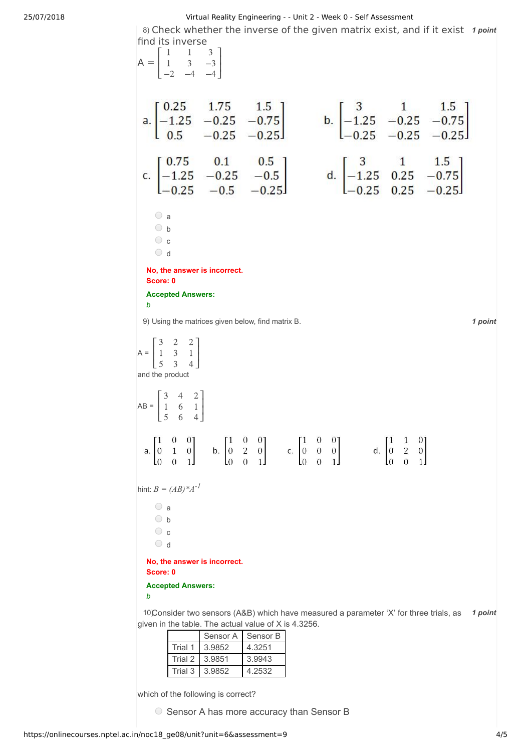8) Check whether the inverse of the given matrix exist, and if it exist find its inverse **1 point**

$$A = \begin{bmatrix} 1 & 1 & 3 \\ 1 & 3 & -3 \\ -2 & -4 & -4 \end{bmatrix}$$

a. $\begin{bmatrix} 0.25 & 1.75 & 1.5 \\ -1.25 & -0.25 & -0.75 \\ 0.5 & -0.25 & -0.25 \end{bmatrix}$ b. $\begin{bmatrix} 3 & 1 & 1.5 \\ -1.25 & -0.25 & -0.75 \\ -0.25 & -0.25 & -0.25 \end{bmatrix}$

c. $\begin{bmatrix} 0.75 & 0.1 & 0.5 \\ -1.25 & -0.25 & -0.5 \\ -0.25 & -0.5 & -0.25 \end{bmatrix}$ d. $\begin{bmatrix} 3 & 1 & 1.5 \\ -1.25 & 0.25 & -0.75 \\ -0.25 & 0.25 & -0.25 \end{bmatrix}$

- a
- b
- c
- d

**No, the answer is incorrect.**
**Score: 0**

**Accepted Answers:**
*b*

9) Using the matrices given below, find matrix B. **1 point**

$$A = \begin{bmatrix} 3 & 2 & 2 \\ 1 & 3 & 1 \\ 5 & 3 & 4 \end{bmatrix}$$

and the product

$$AB = \begin{bmatrix} 3 & 4 & 2 \\ 1 & 6 & 1 \\ 5 & 6 & 4 \end{bmatrix}$$

a. $\begin{bmatrix} 1 & 0 & 0 \\ 0 & 1 & 0 \\ 0 & 0 & 1 \end{bmatrix}$ b. $\begin{bmatrix} 1 & 0 & 0 \\ 0 & 2 & 0 \\ 0 & 0 & 1 \end{bmatrix}$ c. $\begin{bmatrix} 1 & 0 & 0 \\ 0 & 0 & 0 \\ 0 & 0 & 1 \end{bmatrix}$ d. $\begin{bmatrix} 1 & 1 & 0 \\ 0 & 2 & 0 \\ 0 & 0 & 1 \end{bmatrix}$

hint: $B = (AB)*A^{-1}$

- a
- b
- c
- d

**No, the answer is incorrect.**
**Score: 0**

**Accepted Answers:**
*b*

10) Consider two sensors (A&B) which have measured a parameter 'X' for three trials, as given in the table. The actual value of X is 4.3256. **1 point**

| | Sensor A | Sensor B |
|---|---|---|
| Trial 1 | 3.9852 | 4.3251 |
| Trial 2 | 3.9851 | 3.9943 |
| Trial 3 | 3.9852 | 4.2532 |

which of the following is correct?

- Sensor A has more accuracy than Sensor B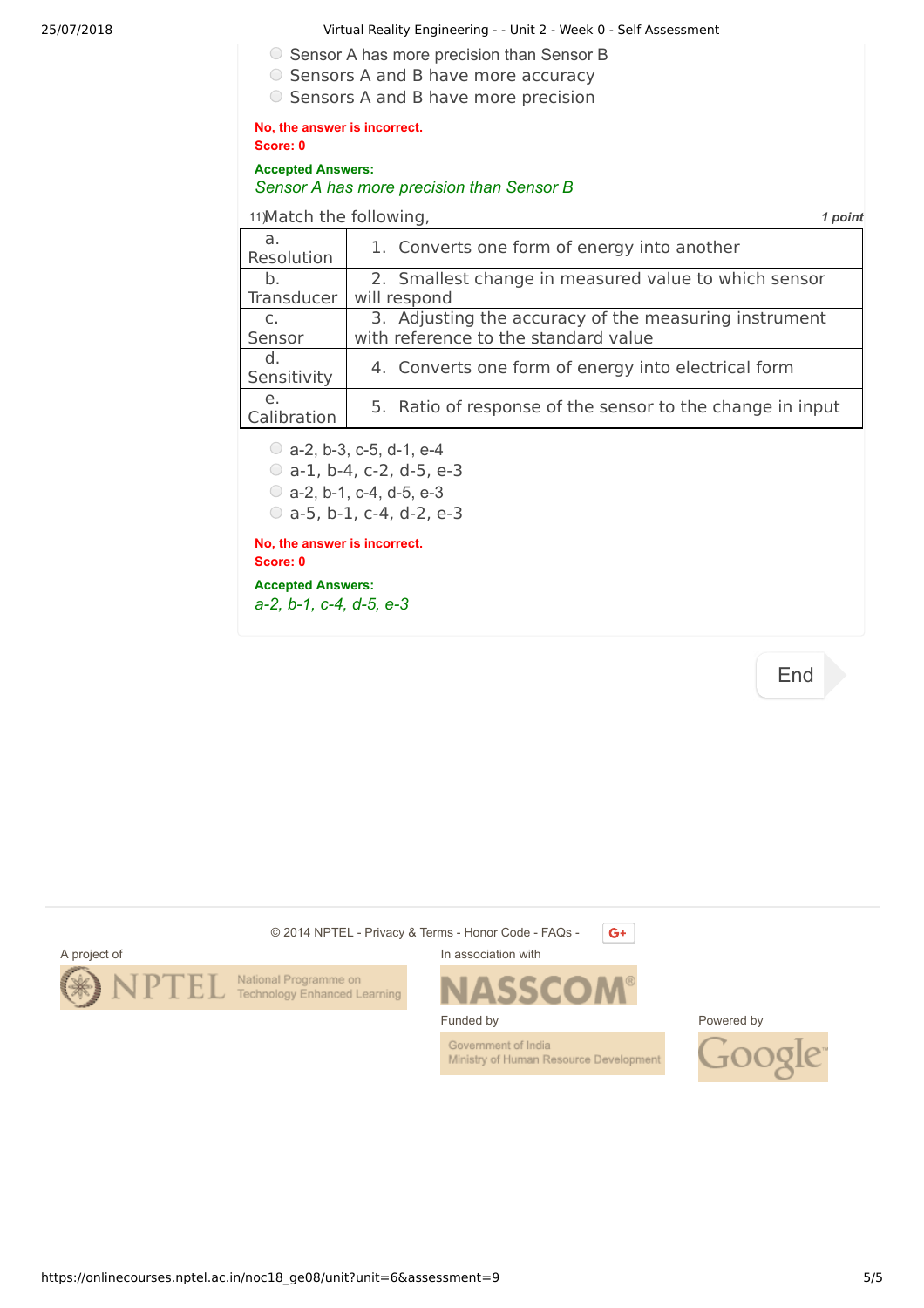- Sensor A has more precision than Sensor B
- Sensors A and B have more accuracy
- Sensors A and B have more precision

**No, the answer is incorrect.**
**Score: 0**

**Accepted Answers:**
*Sensor A has more precision than Sensor B*

11) Match the following, *1 point*

| | |
|---|---|
| a. Resolution | 1. Converts one form of energy into another |
| b. Transducer | 2. Smallest change in measured value to which sensor will respond |
| c. Sensor | 3. Adjusting the accuracy of the measuring instrument with reference to the standard value |
| d. Sensitivity | 4. Converts one form of energy into electrical form |
| e. Calibration | 5. Ratio of response of the sensor to the change in input |

- a-2, b-3, c-5, d-1, e-4
- a-1, b-4, c-2, d-5, e-3
- a-2, b-1, c-4, d-5, e-3
- a-5, b-1, c-4, d-2, e-3

**No, the answer is incorrect.**
**Score: 0**

**Accepted Answers:**
*a-2, b-1, c-4, d-5, e-3*

End

© 2014 NPTEL - Privacy & Terms - Honor Code - FAQs -

A project of NPTEL National Programme on Technology Enhanced Learning

In association with NASSCOM

Funded by Government of India Ministry of Human Resource Development

Powered by Google